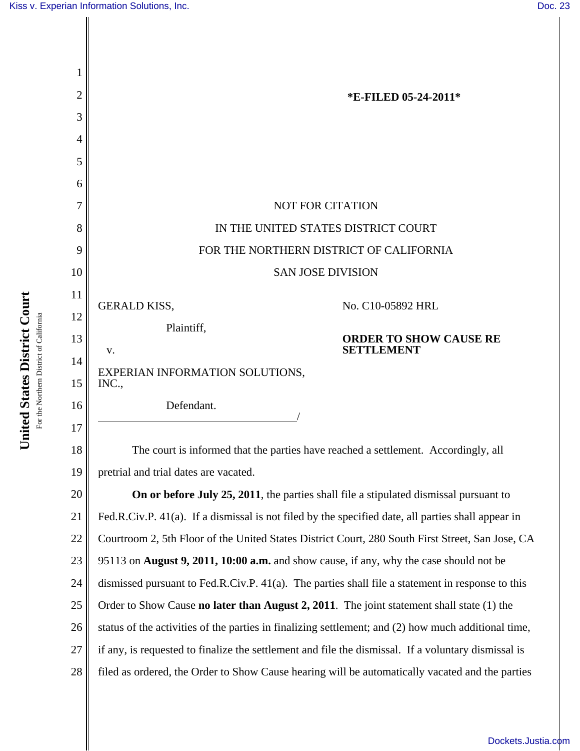*E-FILED 05-24-2011*

NOT FOR CITATION

IN THE UNITED STATES DISTRICT COURT

FOR THE NORTHERN DISTRICT OF CALIFORNIA

SAN JOSE DIVISION

GERALD KISS,

Plaintiff,

v.

EXPERIAN INFORMATION SOLUTIONS, INC.,

Defendant.

No. C10-05892 HRL

**ORDER TO SHOW CAUSE RE SETTLEMENT**

The court is informed that the parties have reached a settlement. Accordingly, all pretrial and trial dates are vacated.

**On or before July 25, 2011**, the parties shall file a stipulated dismissal pursuant to Fed.R.Civ.P. 41(a). If a dismissal is not filed by the specified date, all parties shall appear in Courtroom 2, 5th Floor of the United States District Court, 280 South First Street, San Jose, CA 95113 on **August 9, 2011, 10:00 a.m.** and show cause, if any, why the case should not be dismissed pursuant to Fed.R.Civ.P. 41(a). The parties shall file a statement in response to this Order to Show Cause **no later than August 2, 2011**. The joint statement shall state (1) the status of the activities of the parties in finalizing settlement; and (2) how much additional time, if any, is requested to finalize the settlement and file the dismissal. If a voluntary dismissal is filed as ordered, the Order to Show Cause hearing will be automatically vacated and the parties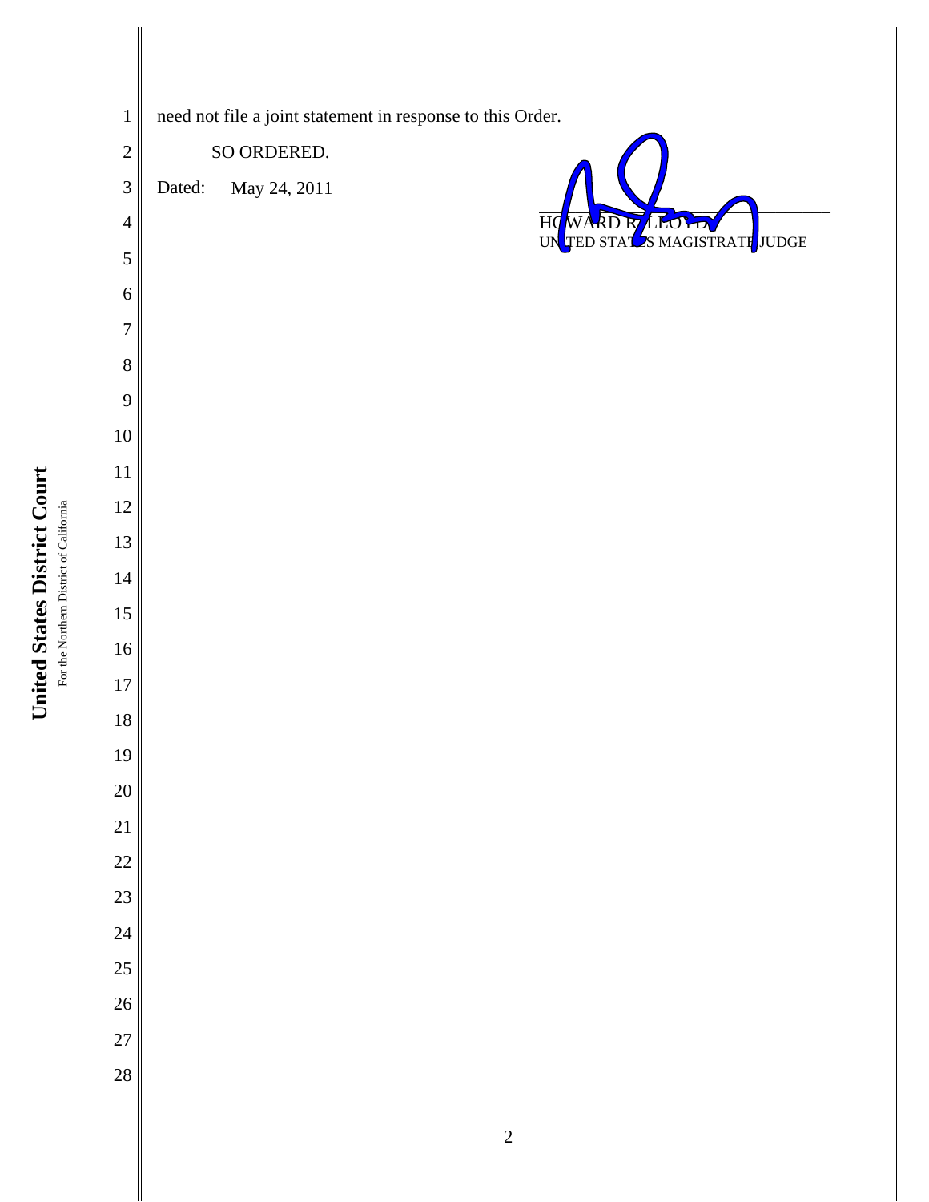need not file a joint statement in response to this Order.

SO ORDERED.

Dated: May 24, 2011

HOWARD R. LLOYD
UNITED STATES MAGISTRATE JUDGE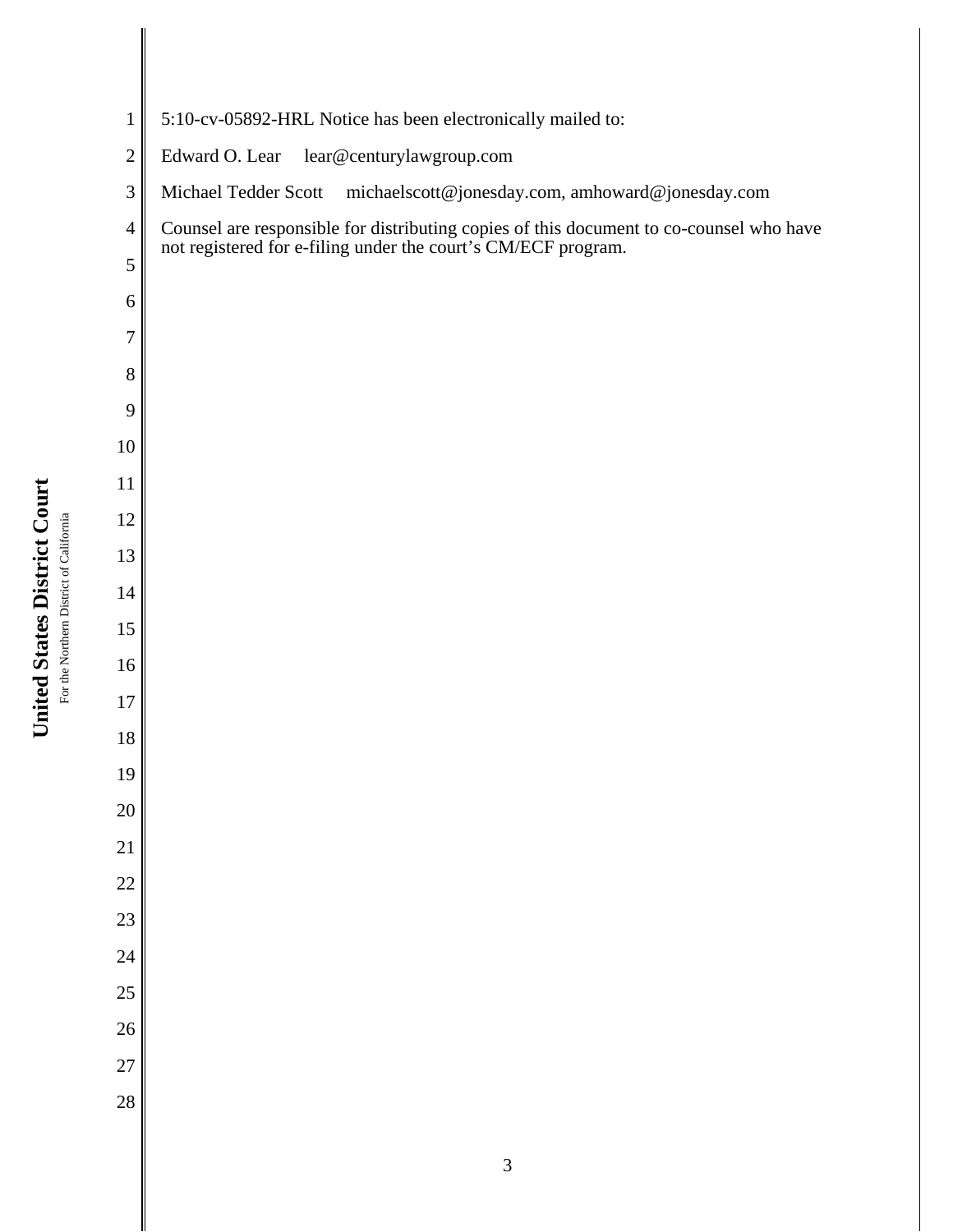5:10-cv-05892-HRL Notice has been electronically mailed to:

Edward O. Lear lear@centurylawgroup.com

Michael Tedder Scott michaelscott@jonesday.com, amhoward@jonesday.com

Counsel are responsible for distributing copies of this document to co-counsel who have not registered for e-filing under the court's CM/ECF program.